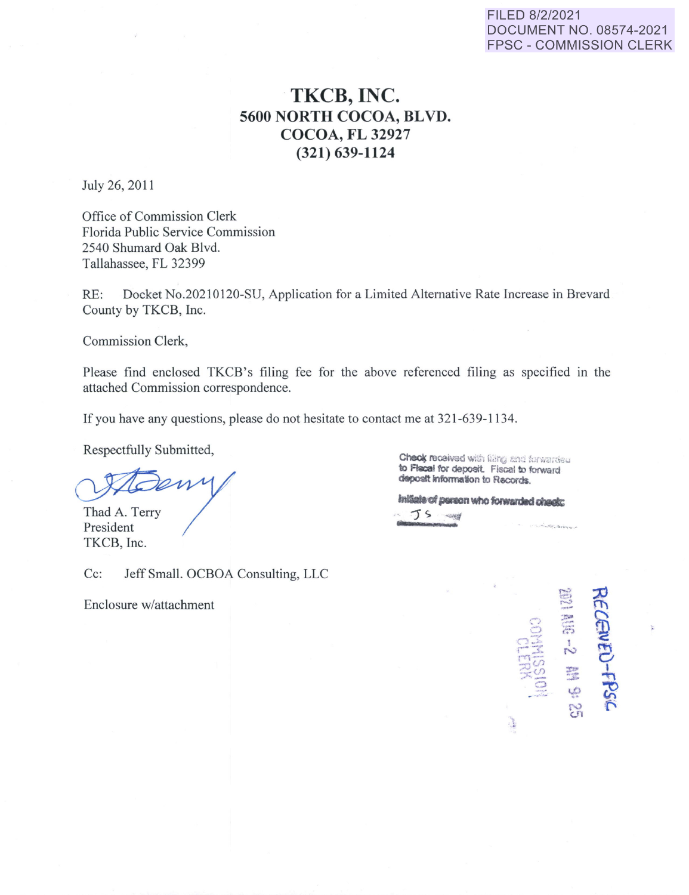FILED 8/2/2021
DOCUMENT NO. 08574-2021
FPSC - COMMISSION CLERK

# TKCB, INC.
## 5600 NORTH COCOA, BLVD.
## COCOA, FL 32927
## (321) 639-1124

July 26, 2011

Office of Commission Clerk
Florida Public Service Commission
2540 Shumard Oak Blvd.
Tallahassee, FL 32399

RE: Docket No.20210120-SU, Application for a Limited Alternative Rate Increase in Brevard County by TKCB, Inc.

Commission Clerk,

Please find enclosed TKCB's filing fee for the above referenced filing as specified in the attached Commission correspondence.

If you have any questions, please do not hesitate to contact me at 321-639-1134.

Respectfully Submitted,

Thad A. Terry
President
TKCB, Inc.

Check received with filing and forwarded to Fiscal for deposit. Fiscal to forward deposit information to Records.

Initials of person who forwarded check: JS

Cc: Jeff Small. OCBOA Consulting, LLC

Enclosure w/attachment

RECEIVED-FPSC
2021 AUG -2 AM 9: 25
COMMISSION CLERK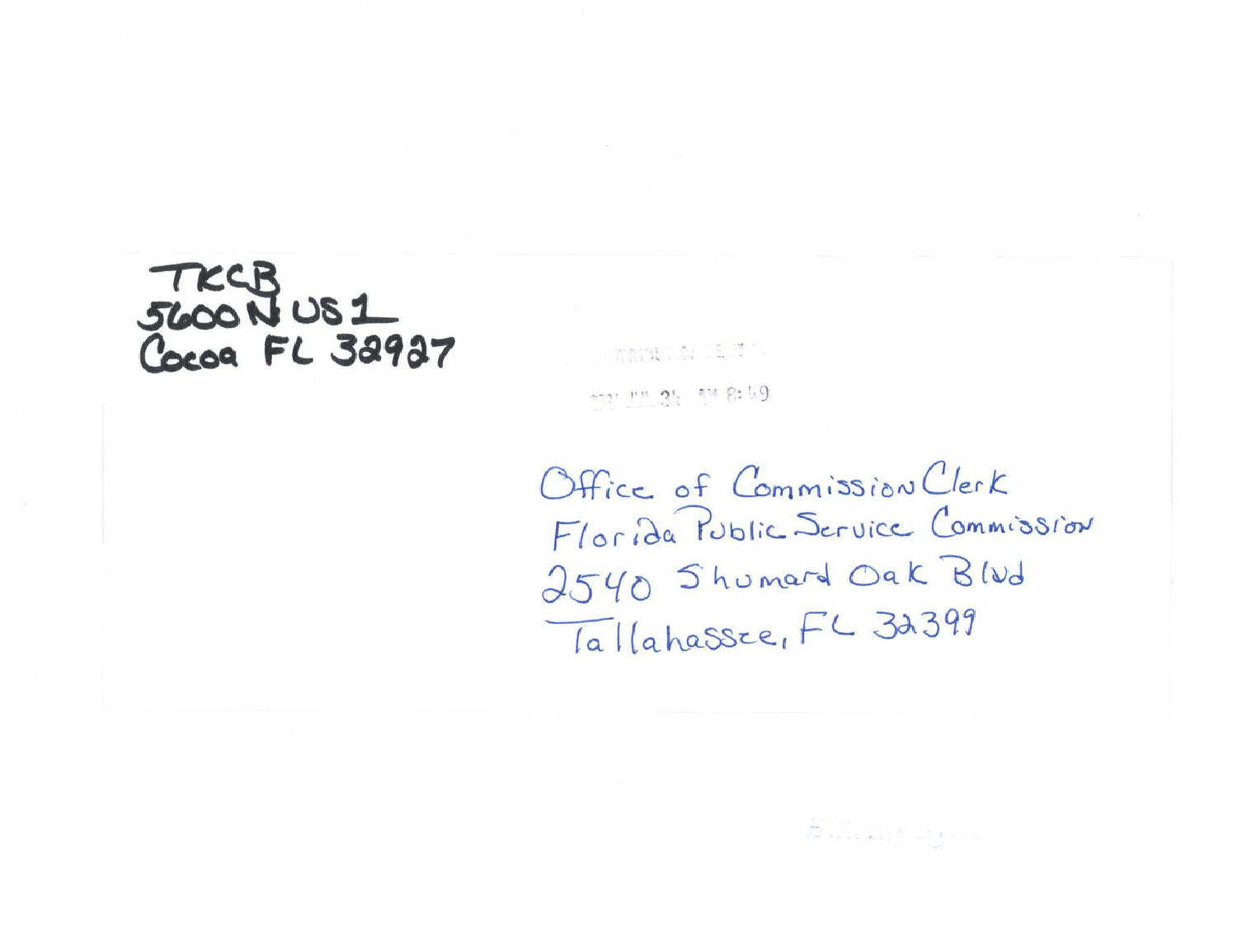TKCB
5600 N US 1
Cocoa FL 32927

2021 JUL 26 AM 8:49

Office of Commission Clerk
Florida Public Service Commission
2540 Shumard Oak Blvd
Tallahassee, FL 32399